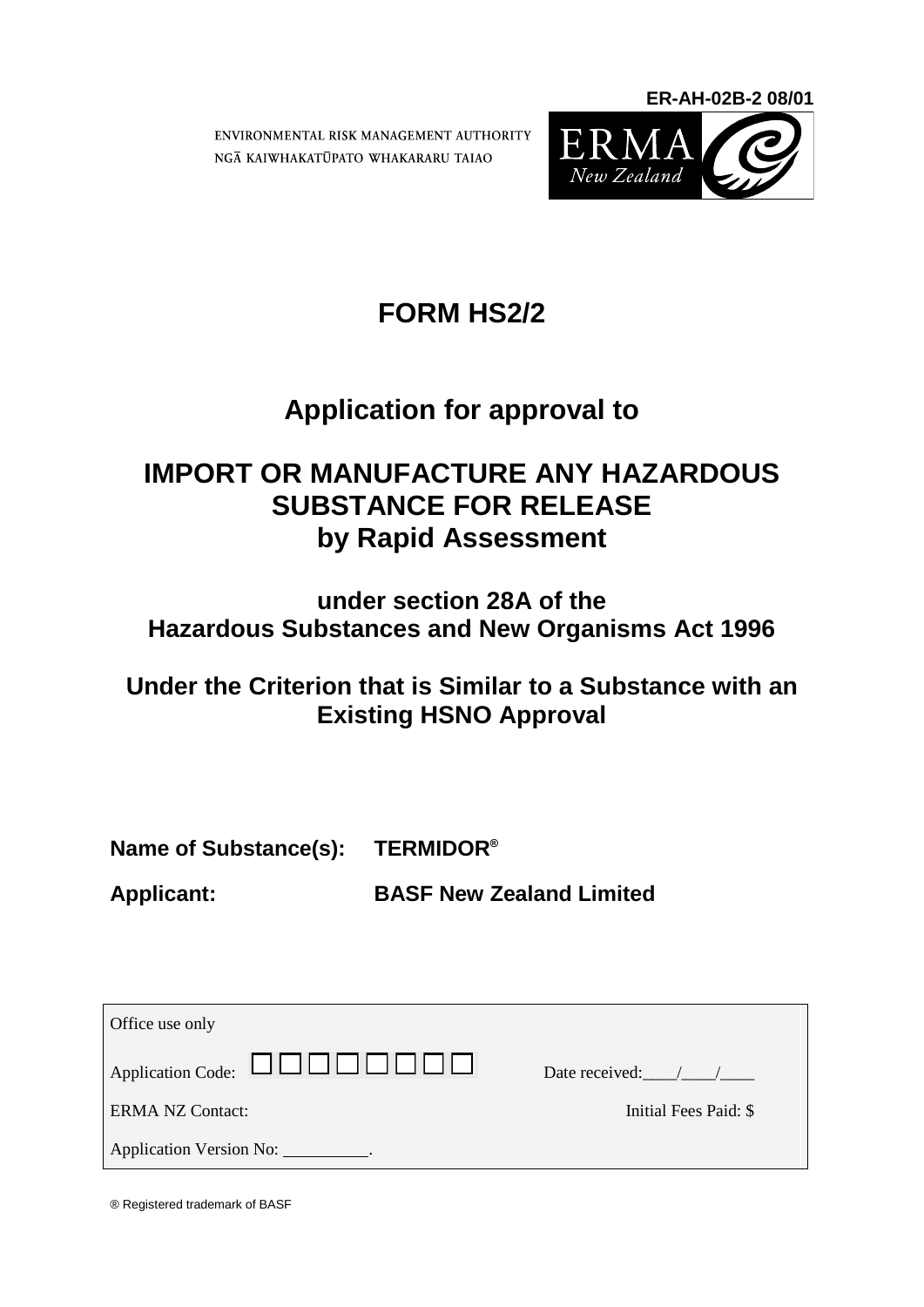ER-AH-02B-2 08/01

ENVIRONMENTAL RISK MANAGEMENT AUTHORITY
NGĀ KAIWHAKATŪPATO WHAKARARU TAIAO

ERMA New Zealand

# FORM HS2/2

## Application for approval to

## IMPORT OR MANUFACTURE ANY HAZARDOUS SUBSTANCE FOR RELEASE by Rapid Assessment

### under section 28A of the Hazardous Substances and New Organisms Act 1996

### Under the Criterion that is Similar to a Substance with an Existing HSNO Approval

**Name of Substance(s):** **TERMIDOR®**

**Applicant:** **BASF New Zealand Limited**

| Office use only | |
|---|---|
| Application Code: □□□□□□□□□ | Date received:____/____/____ |
| ERMA NZ Contact: | Initial Fees Paid: $ |
| Application Version No: __________. | |

® Registered trademark of BASF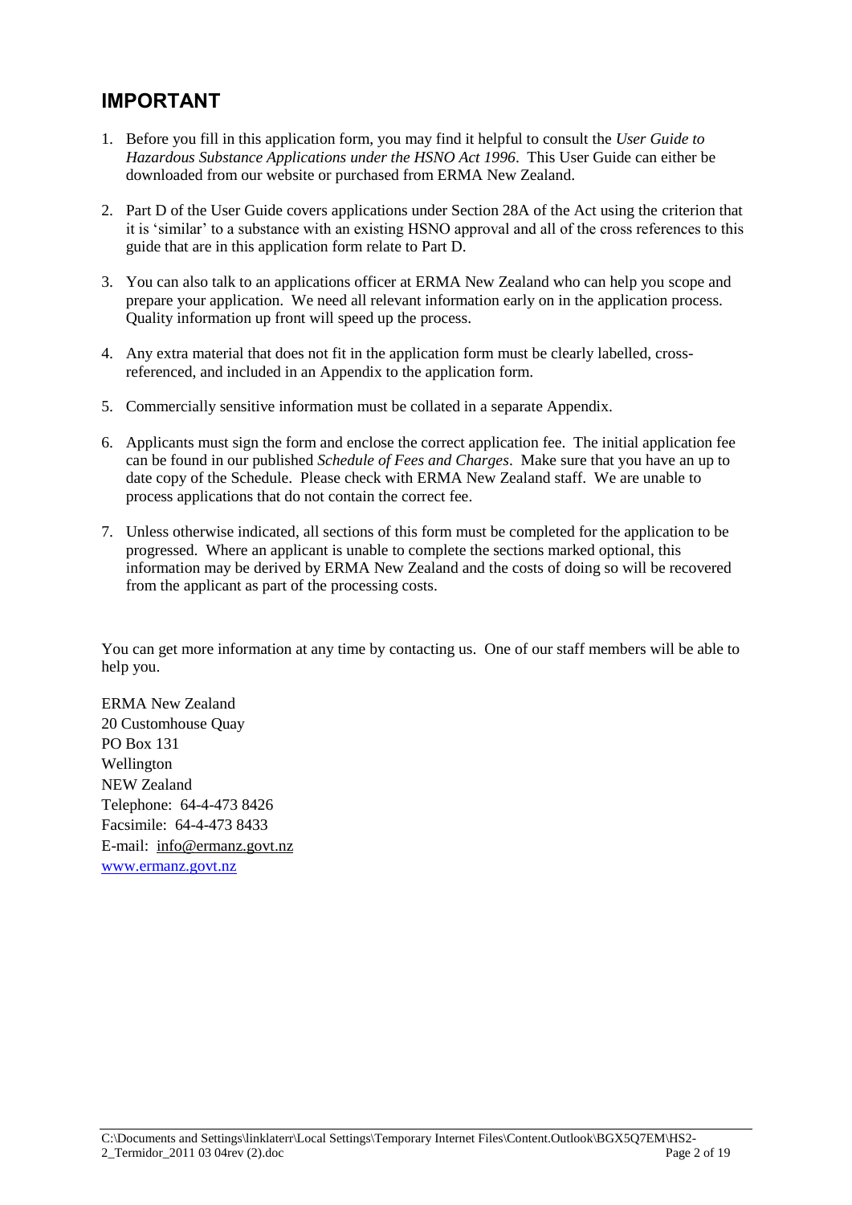## IMPORTANT

1. Before you fill in this application form, you may find it helpful to consult the *User Guide to Hazardous Substance Applications under the HSNO Act 1996*. This User Guide can either be downloaded from our website or purchased from ERMA New Zealand.

2. Part D of the User Guide covers applications under Section 28A of the Act using the criterion that it is 'similar' to a substance with an existing HSNO approval and all of the cross references to this guide that are in this application form relate to Part D.

3. You can also talk to an applications officer at ERMA New Zealand who can help you scope and prepare your application. We need all relevant information early on in the application process. Quality information up front will speed up the process.

4. Any extra material that does not fit in the application form must be clearly labelled, cross-referenced, and included in an Appendix to the application form.

5. Commercially sensitive information must be collated in a separate Appendix.

6. Applicants must sign the form and enclose the correct application fee. The initial application fee can be found in our published *Schedule of Fees and Charges*. Make sure that you have an up to date copy of the Schedule. Please check with ERMA New Zealand staff. We are unable to process applications that do not contain the correct fee.

7. Unless otherwise indicated, all sections of this form must be completed for the application to be progressed. Where an applicant is unable to complete the sections marked optional, this information may be derived by ERMA New Zealand and the costs of doing so will be recovered from the applicant as part of the processing costs.

You can get more information at any time by contacting us. One of our staff members will be able to help you.

ERMA New Zealand
20 Customhouse Quay
PO Box 131
Wellington
NEW Zealand
Telephone: 64-4-473 8426
Facsimile: 64-4-473 8433
E-mail: info@ermanz.govt.nz
www.ermanz.govt.nz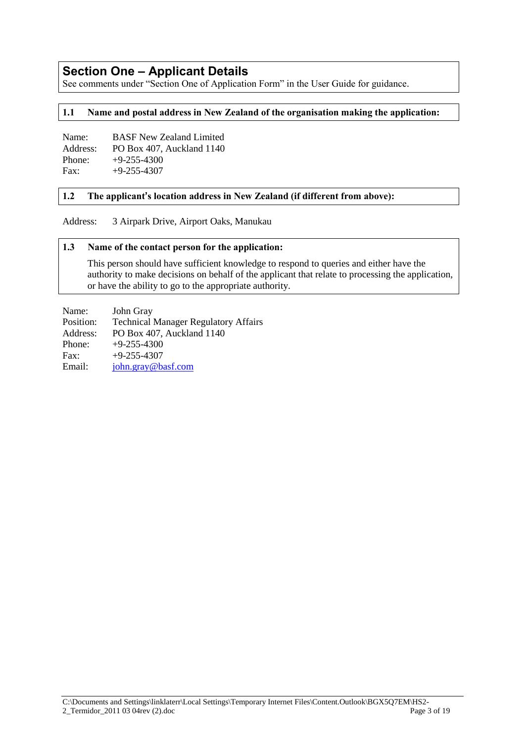## Section One – Applicant Details

See comments under "Section One of Application Form" in the User Guide for guidance.

### 1.1 Name and postal address in New Zealand of the organisation making the application:

Name: BASF New Zealand Limited
Address: PO Box 407, Auckland 1140
Phone: +9-255-4300
Fax: +9-255-4307

### 1.2 The applicant's location address in New Zealand (if different from above):

Address: 3 Airpark Drive, Airport Oaks, Manukau

### 1.3 Name of the contact person for the application:

This person should have sufficient knowledge to respond to queries and either have the authority to make decisions on behalf of the applicant that relate to processing the application, or have the ability to go to the appropriate authority.

Name: John Gray
Position: Technical Manager Regulatory Affairs
Address: PO Box 407, Auckland 1140
Phone: +9-255-4300
Fax: +9-255-4307
Email: john.gray@basf.com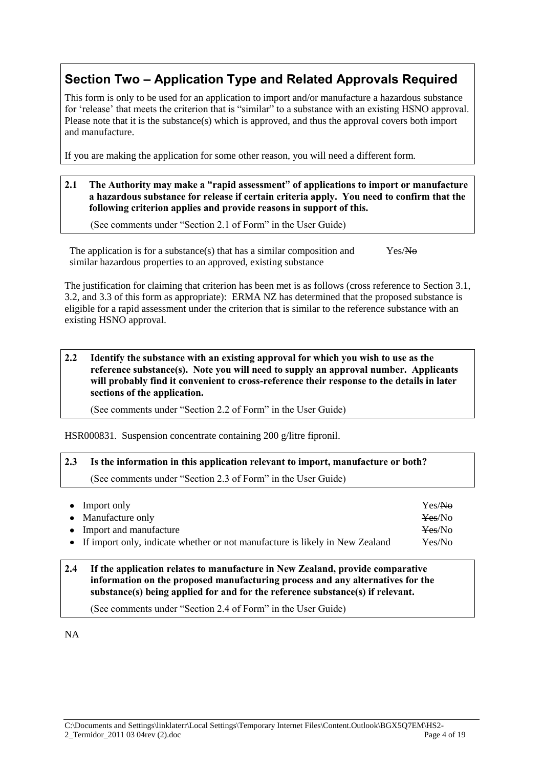## Section Two – Application Type and Related Approvals Required

This form is only to be used for an application to import and/or manufacture a hazardous substance for 'release' that meets the criterion that is "similar" to a substance with an existing HSNO approval. Please note that it is the substance(s) which is approved, and thus the approval covers both import and manufacture.

If you are making the application for some other reason, you will need a different form.

**2.1 The Authority may make a "rapid assessment" of applications to import or manufacture a hazardous substance for release if certain criteria apply. You need to confirm that the following criterion applies and provide reasons in support of this.**

(See comments under "Section 2.1 of Form" in the User Guide)

The application is for a substance(s) that has a similar composition and similar hazardous properties to an approved, existing substance — Yes/~~No~~

The justification for claiming that criterion has been met is as follows (cross reference to Section 3.1, 3.2, and 3.3 of this form as appropriate): ERMA NZ has determined that the proposed substance is eligible for a rapid assessment under the criterion that is similar to the reference substance with an existing HSNO approval.

**2.2 Identify the substance with an existing approval for which you wish to use as the reference substance(s). Note you will need to supply an approval number. Applicants will probably find it convenient to cross-reference their response to the details in later sections of the application.**

(See comments under "Section 2.2 of Form" in the User Guide)

HSR000831. Suspension concentrate containing 200 g/litre fipronil.

**2.3 Is the information in this application relevant to import, manufacture or both?**

(See comments under "Section 2.3 of Form" in the User Guide)

- Import only — Yes/~~No~~
- Manufacture only — ~~Yes~~/No
- Import and manufacture — ~~Yes~~/No
- If import only, indicate whether or not manufacture is likely in New Zealand — ~~Yes~~/No

**2.4 If the application relates to manufacture in New Zealand, provide comparative information on the proposed manufacturing process and any alternatives for the substance(s) being applied for and for the reference substance(s) if relevant.**

(See comments under "Section 2.4 of Form" in the User Guide)

NA

C:\Documents and Settings\linklaterr\Local Settings\Temporary Internet Files\Content.Outlook\BGX5Q7EM\HS2-2_Termidor_2011 03 04rev (2).doc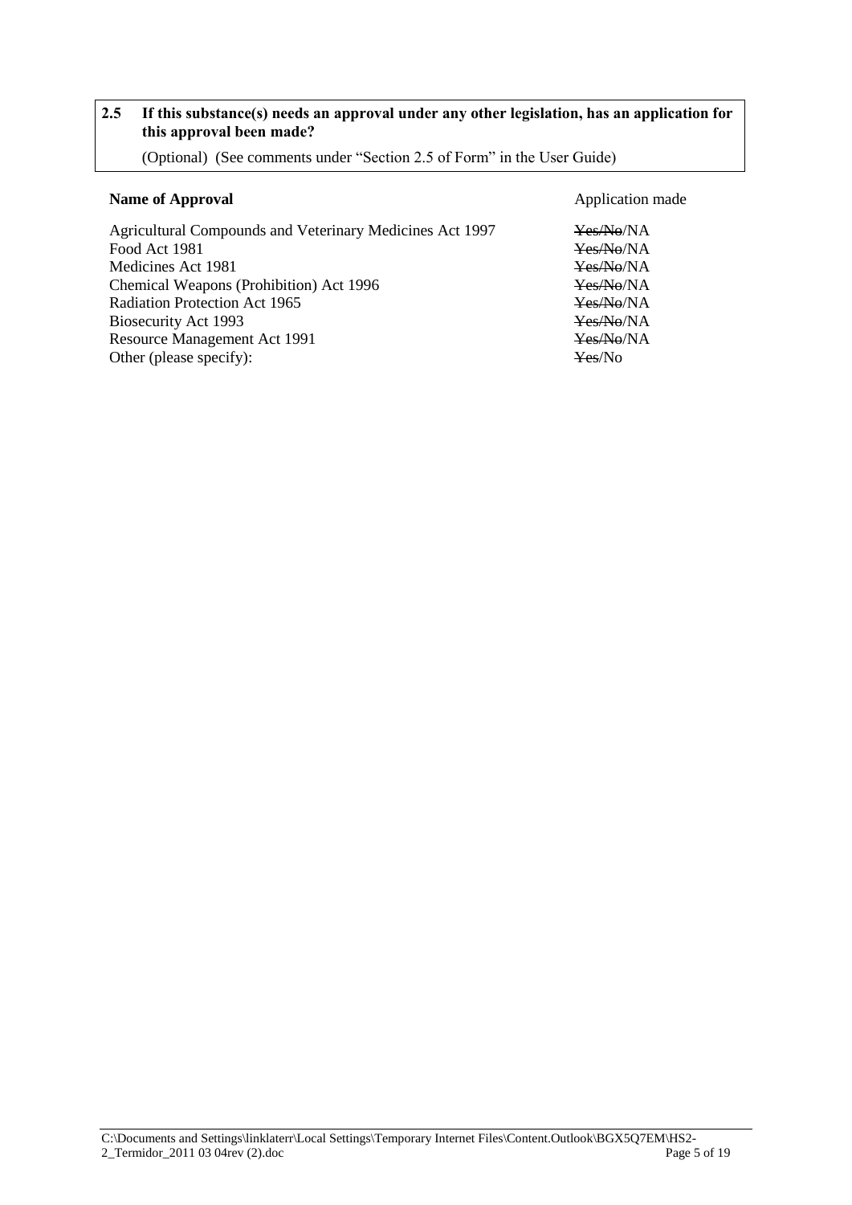## 2.5 If this substance(s) needs an approval under any other legislation, has an application for this approval been made?

(Optional) (See comments under "Section 2.5 of Form" in the User Guide)

| **Name of Approval** | Application made |
| --- | --- |
| Agricultural Compounds and Veterinary Medicines Act 1997 | ~~Yes/No~~/NA |
| Food Act 1981 | ~~Yes/No~~/NA |
| Medicines Act 1981 | ~~Yes/No~~/NA |
| Chemical Weapons (Prohibition) Act 1996 | ~~Yes/No~~/NA |
| Radiation Protection Act 1965 | ~~Yes/No~~/NA |
| Biosecurity Act 1993 | ~~Yes/No~~/NA |
| Resource Management Act 1991 | ~~Yes/No~~/NA |
| Other (please specify): | ~~Yes~~/No |

C:\Documents and Settings\linklaterr\Local Settings\Temporary Internet Files\Content.Outlook\BGX5Q7EM\HS2-2_Termidor_2011 03 04rev (2).doc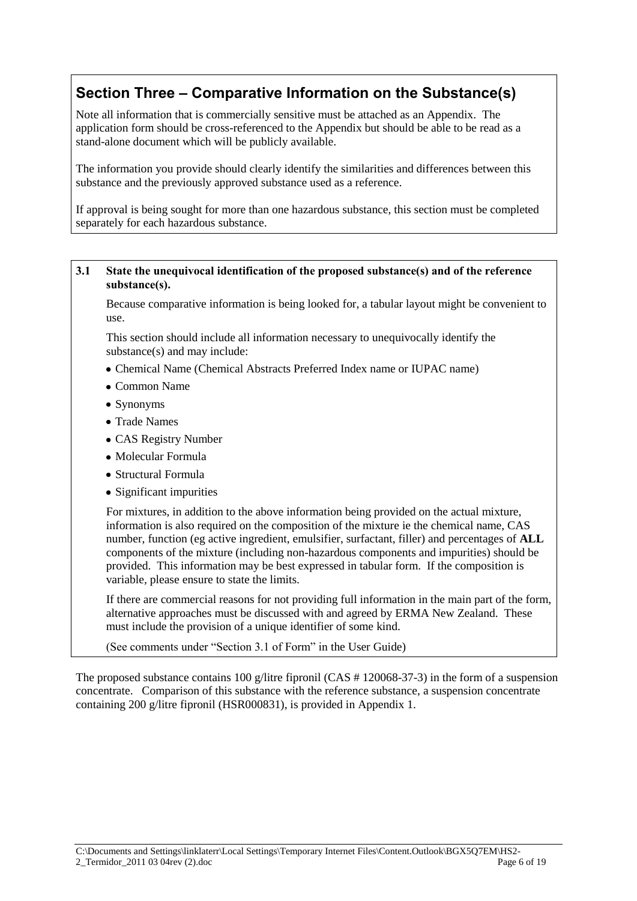## Section Three – Comparative Information on the Substance(s)

Note all information that is commercially sensitive must be attached as an Appendix. The application form should be cross-referenced to the Appendix but should be able to be read as a stand-alone document which will be publicly available.

The information you provide should clearly identify the similarities and differences between this substance and the previously approved substance used as a reference.

If approval is being sought for more than one hazardous substance, this section must be completed separately for each hazardous substance.

**3.1 State the unequivocal identification of the proposed substance(s) and of the reference substance(s).**

Because comparative information is being looked for, a tabular layout might be convenient to use.

This section should include all information necessary to unequivocally identify the substance(s) and may include:

- Chemical Name (Chemical Abstracts Preferred Index name or IUPAC name)
- Common Name
- Synonyms
- Trade Names
- CAS Registry Number
- Molecular Formula
- Structural Formula
- Significant impurities

For mixtures, in addition to the above information being provided on the actual mixture, information is also required on the composition of the mixture ie the chemical name, CAS number, function (eg active ingredient, emulsifier, surfactant, filler) and percentages of **ALL** components of the mixture (including non-hazardous components and impurities) should be provided. This information may be best expressed in tabular form. If the composition is variable, please ensure to state the limits.

If there are commercial reasons for not providing full information in the main part of the form, alternative approaches must be discussed with and agreed by ERMA New Zealand. These must include the provision of a unique identifier of some kind.

(See comments under "Section 3.1 of Form" in the User Guide)

The proposed substance contains 100 g/litre fipronil (CAS # 120068-37-3) in the form of a suspension concentrate. Comparison of this substance with the reference substance, a suspension concentrate containing 200 g/litre fipronil (HSR000831), is provided in Appendix 1.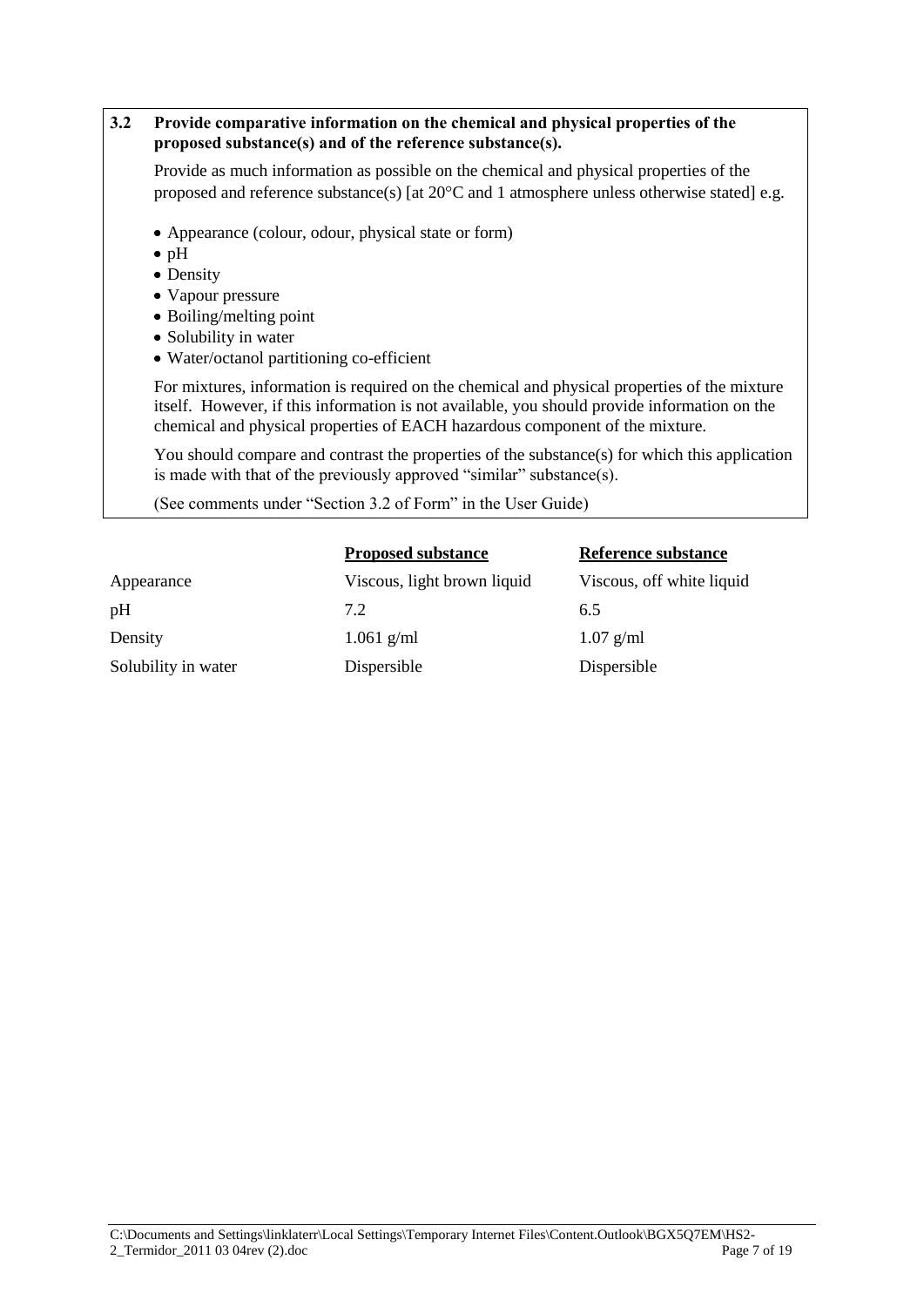**3.2 Provide comparative information on the chemical and physical properties of the proposed substance(s) and of the reference substance(s).**

Provide as much information as possible on the chemical and physical properties of the proposed and reference substance(s) [at 20°C and 1 atmosphere unless otherwise stated] e.g.

- Appearance (colour, odour, physical state or form)
- pH
- Density
- Vapour pressure
- Boiling/melting point
- Solubility in water
- Water/octanol partitioning co-efficient

For mixtures, information is required on the chemical and physical properties of the mixture itself. However, if this information is not available, you should provide information on the chemical and physical properties of EACH hazardous component of the mixture.

You should compare and contrast the properties of the substance(s) for which this application is made with that of the previously approved "similar" substance(s).

(See comments under "Section 3.2 of Form" in the User Guide)

| | Proposed substance | Reference substance |
|---|---|---|
| Appearance | Viscous, light brown liquid | Viscous, off white liquid |
| pH | 7.2 | 6.5 |
| Density | 1.061 g/ml | 1.07 g/ml |
| Solubility in water | Dispersible | Dispersible |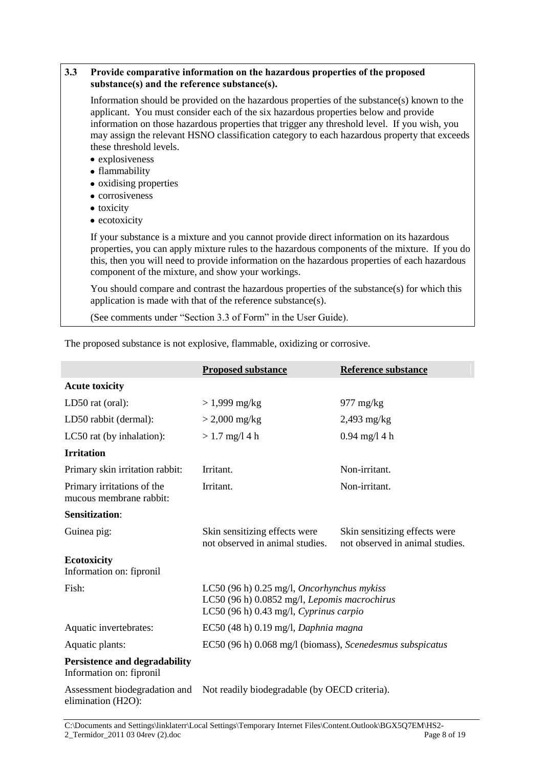**3.3 Provide comparative information on the hazardous properties of the proposed substance(s) and the reference substance(s).**

Information should be provided on the hazardous properties of the substance(s) known to the applicant. You must consider each of the six hazardous properties below and provide information on those hazardous properties that trigger any threshold level. If you wish, you may assign the relevant HSNO classification category to each hazardous property that exceeds these threshold levels.

- explosiveness
- flammability
- oxidising properties
- corrosiveness
- toxicity
- ecotoxicity

If your substance is a mixture and you cannot provide direct information on its hazardous properties, you can apply mixture rules to the hazardous components of the mixture. If you do this, then you will need to provide information on the hazardous properties of each hazardous component of the mixture, and show your workings.

You should compare and contrast the hazardous properties of the substance(s) for which this application is made with that of the reference substance(s).

(See comments under "Section 3.3 of Form" in the User Guide).

The proposed substance is not explosive, flammable, oxidizing or corrosive.

| | **Proposed substance** | **Reference substance** |
|---|---|---|
| **Acute toxicity** | | |
| LD50 rat (oral): | > 1,999 mg/kg | 977 mg/kg |
| LD50 rabbit (dermal): | > 2,000 mg/kg | 2,493 mg/kg |
| LC50 rat (by inhalation): | > 1.7 mg/l 4 h | 0.94 mg/l 4 h |
| **Irritation** | | |
| Primary skin irritation rabbit: | Irritant. | Non-irritant. |
| Primary irritations of the mucous membrane rabbit: | Irritant. | Non-irritant. |
| **Sensitization**: | | |
| Guinea pig: | Skin sensitizing effects were not observed in animal studies. | Skin sensitizing effects were not observed in animal studies. |
| **Ecotoxicity** Information on: fipronil | | |
| Fish: | LC50 (96 h) 0.25 mg/l, *Oncorhynchus mykiss*<br>LC50 (96 h) 0.0852 mg/l, *Lepomis macrochirus*<br>LC50 (96 h) 0.43 mg/l, *Cyprinus carpio* | |
| Aquatic invertebrates: | EC50 (48 h) 0.19 mg/l, *Daphnia magna* | |
| Aquatic plants: | EC50 (96 h) 0.068 mg/l (biomass), *Scenedesmus subspicatus* | |
| **Persistence and degradability** Information on: fipronil | | |
| Assessment biodegradation and elimination (H2O): | Not readily biodegradable (by OECD criteria). | |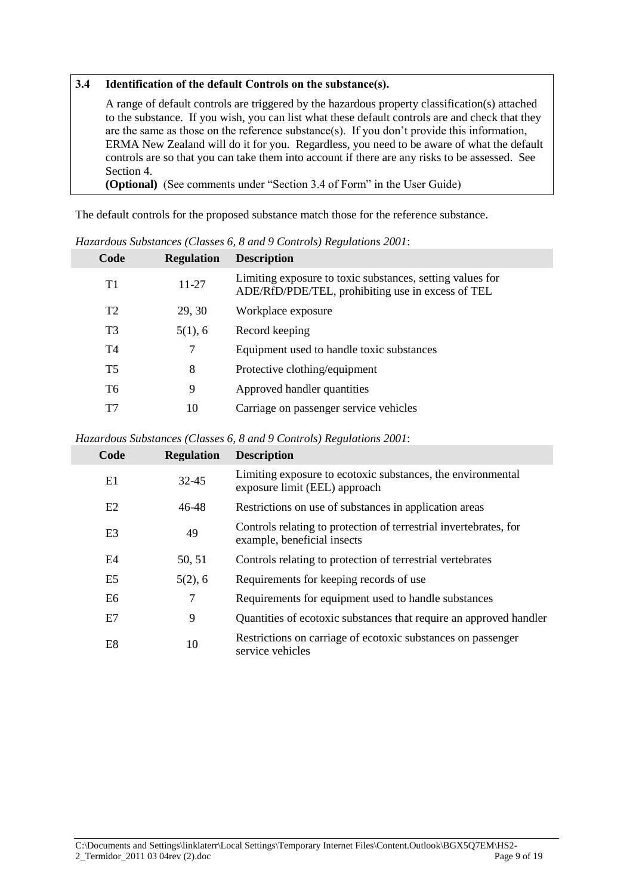### 3.4 Identification of the default Controls on the substance(s).

A range of default controls are triggered by the hazardous property classification(s) attached to the substance. If you wish, you can list what these default controls are and check that they are the same as those on the reference substance(s). If you don't provide this information, ERMA New Zealand will do it for you. Regardless, you need to be aware of what the default controls are so that you can take them into account if there are any risks to be assessed. See Section 4.

**(Optional)** (See comments under "Section 3.4 of Form" in the User Guide)

The default controls for the proposed substance match those for the reference substance.

*Hazardous Substances (Classes 6, 8 and 9 Controls) Regulations 2001*:

| Code | Regulation | Description |
|---|---|---|
| T1 | 11-27 | Limiting exposure to toxic substances, setting values for ADE/RfD/PDE/TEL, prohibiting use in excess of TEL |
| T2 | 29, 30 | Workplace exposure |
| T3 | 5(1), 6 | Record keeping |
| T4 | 7 | Equipment used to handle toxic substances |
| T5 | 8 | Protective clothing/equipment |
| T6 | 9 | Approved handler quantities |
| T7 | 10 | Carriage on passenger service vehicles |

*Hazardous Substances (Classes 6, 8 and 9 Controls) Regulations 2001*:

| Code | Regulation | Description |
|---|---|---|
| E1 | 32-45 | Limiting exposure to ecotoxic substances, the environmental exposure limit (EEL) approach |
| E2 | 46-48 | Restrictions on use of substances in application areas |
| E3 | 49 | Controls relating to protection of terrestrial invertebrates, for example, beneficial insects |
| E4 | 50, 51 | Controls relating to protection of terrestrial vertebrates |
| E5 | 5(2), 6 | Requirements for keeping records of use |
| E6 | 7 | Requirements for equipment used to handle substances |
| E7 | 9 | Quantities of ecotoxic substances that require an approved handler |
| E8 | 10 | Restrictions on carriage of ecotoxic substances on passenger service vehicles |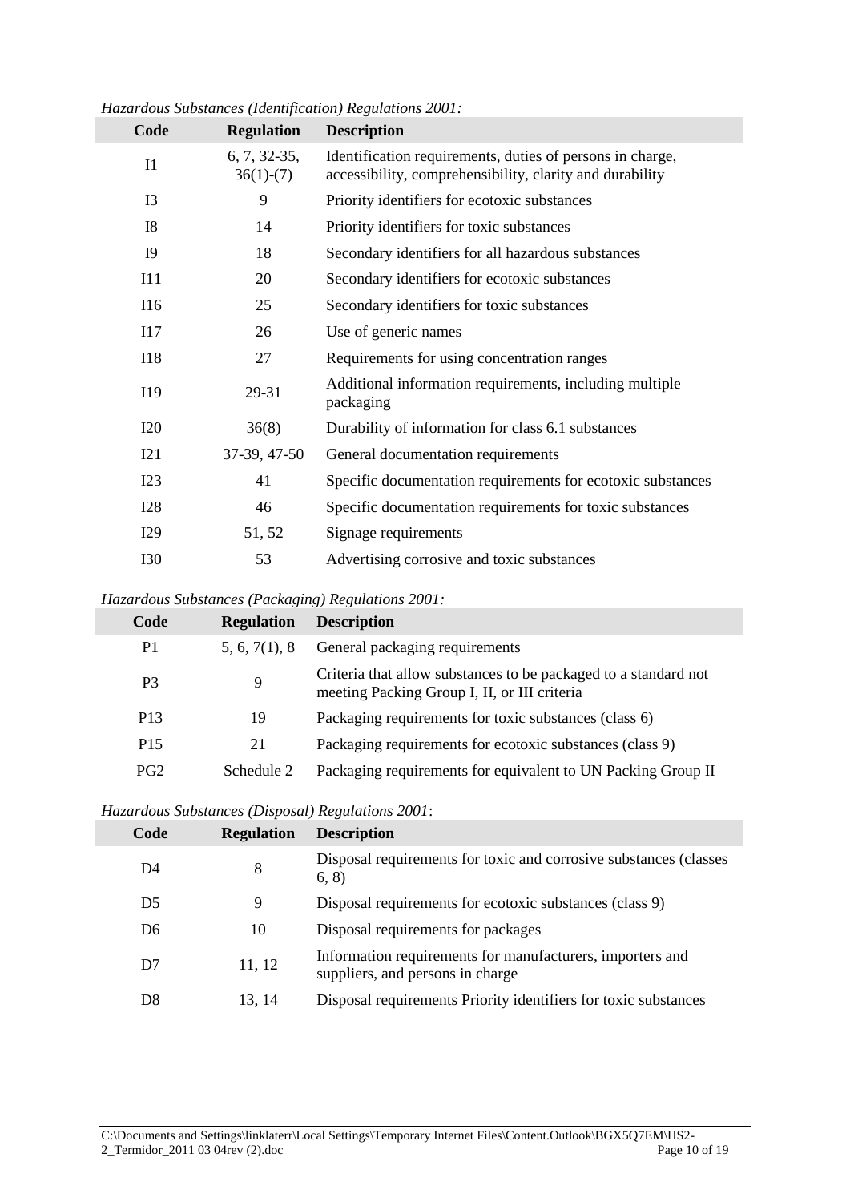*Hazardous Substances (Identification) Regulations 2001:*

| Code | Regulation | Description |
|---|---|---|
| I1 | 6, 7, 32-35, 36(1)-(7) | Identification requirements, duties of persons in charge, accessibility, comprehensibility, clarity and durability |
| I3 | 9 | Priority identifiers for ecotoxic substances |
| I8 | 14 | Priority identifiers for toxic substances |
| I9 | 18 | Secondary identifiers for all hazardous substances |
| I11 | 20 | Secondary identifiers for ecotoxic substances |
| I16 | 25 | Secondary identifiers for toxic substances |
| I17 | 26 | Use of generic names |
| I18 | 27 | Requirements for using concentration ranges |
| I19 | 29-31 | Additional information requirements, including multiple packaging |
| I20 | 36(8) | Durability of information for class 6.1 substances |
| I21 | 37-39, 47-50 | General documentation requirements |
| I23 | 41 | Specific documentation requirements for ecotoxic substances |
| I28 | 46 | Specific documentation requirements for toxic substances |
| I29 | 51, 52 | Signage requirements |
| I30 | 53 | Advertising corrosive and toxic substances |

*Hazardous Substances (Packaging) Regulations 2001:*

| Code | Regulation | Description |
|---|---|---|
| P1 | 5, 6, 7(1), 8 | General packaging requirements |
| P3 | 9 | Criteria that allow substances to be packaged to a standard not meeting Packing Group I, II, or III criteria |
| P13 | 19 | Packaging requirements for toxic substances (class 6) |
| P15 | 21 | Packaging requirements for ecotoxic substances (class 9) |
| PG2 | Schedule 2 | Packaging requirements for equivalent to UN Packing Group II |

*Hazardous Substances (Disposal) Regulations 2001*:

| Code | Regulation | Description |
|---|---|---|
| D4 | 8 | Disposal requirements for toxic and corrosive substances (classes 6, 8) |
| D5 | 9 | Disposal requirements for ecotoxic substances (class 9) |
| D6 | 10 | Disposal requirements for packages |
| D7 | 11, 12 | Information requirements for manufacturers, importers and suppliers, and persons in charge |
| D8 | 13, 14 | Disposal requirements Priority identifiers for toxic substances |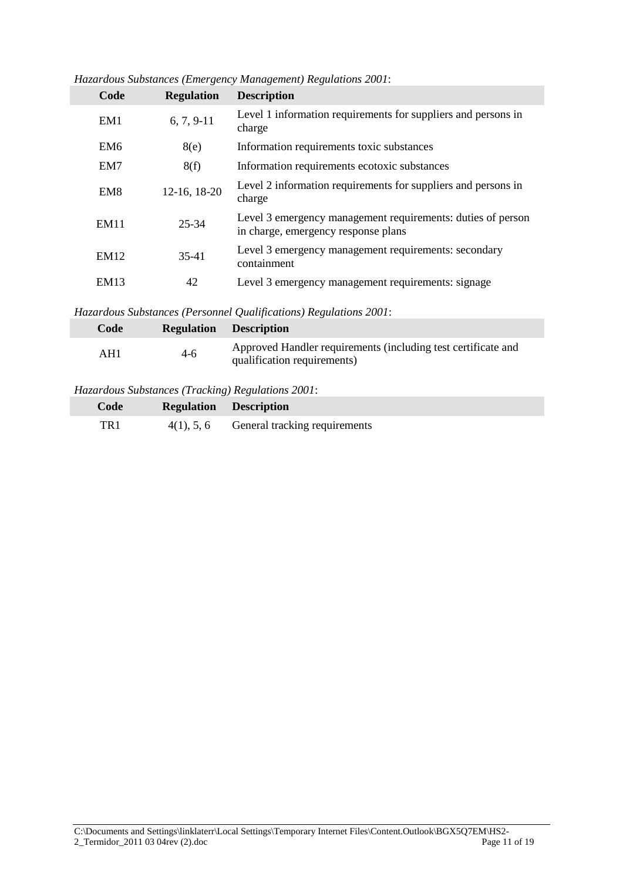*Hazardous Substances (Emergency Management) Regulations 2001*:

| Code | Regulation | Description |
|---|---|---|
| EM1 | 6, 7, 9-11 | Level 1 information requirements for suppliers and persons in charge |
| EM6 | 8(e) | Information requirements toxic substances |
| EM7 | 8(f) | Information requirements ecotoxic substances |
| EM8 | 12-16, 18-20 | Level 2 information requirements for suppliers and persons in charge |
| EM11 | 25-34 | Level 3 emergency management requirements: duties of person in charge, emergency response plans |
| EM12 | 35-41 | Level 3 emergency management requirements: secondary containment |
| EM13 | 42 | Level 3 emergency management requirements: signage |

*Hazardous Substances (Personnel Qualifications) Regulations 2001*:

| Code | Regulation | Description |
|---|---|---|
| AH1 | 4-6 | Approved Handler requirements (including test certificate and qualification requirements) |

*Hazardous Substances (Tracking) Regulations 2001*:

| Code | Regulation | Description |
|---|---|---|
| TR1 | 4(1), 5, 6 | General tracking requirements |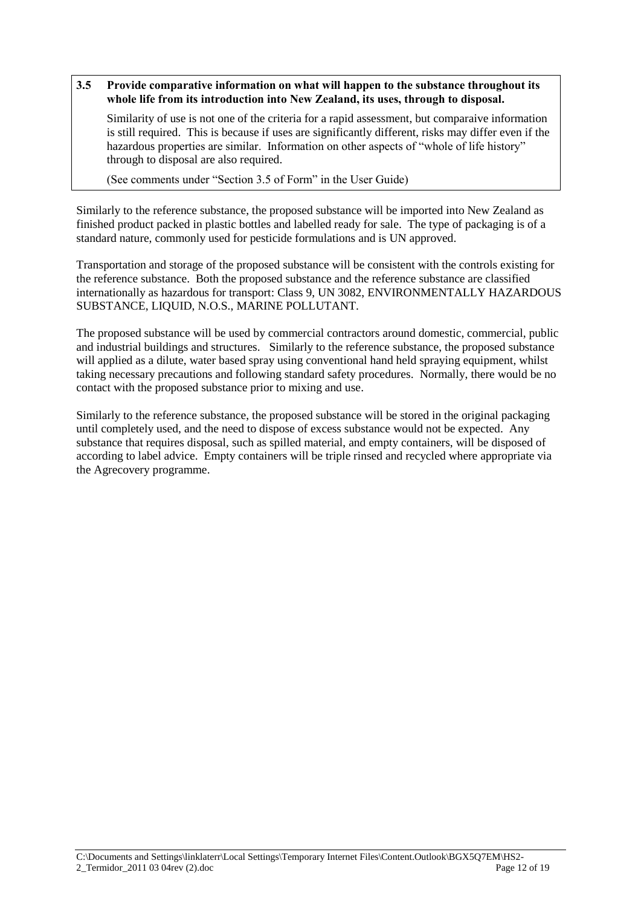**3.5 Provide comparative information on what will happen to the substance throughout its whole life from its introduction into New Zealand, its uses, through to disposal.**

Similarity of use is not one of the criteria for a rapid assessment, but comparaive information is still required. This is because if uses are significantly different, risks may differ even if the hazardous properties are similar. Information on other aspects of "whole of life history" through to disposal are also required.

(See comments under "Section 3.5 of Form" in the User Guide)

Similarly to the reference substance, the proposed substance will be imported into New Zealand as finished product packed in plastic bottles and labelled ready for sale. The type of packaging is of a standard nature, commonly used for pesticide formulations and is UN approved.

Transportation and storage of the proposed substance will be consistent with the controls existing for the reference substance. Both the proposed substance and the reference substance are classified internationally as hazardous for transport: Class 9, UN 3082, ENVIRONMENTALLY HAZARDOUS SUBSTANCE, LIQUID, N.O.S., MARINE POLLUTANT.

The proposed substance will be used by commercial contractors around domestic, commercial, public and industrial buildings and structures. Similarly to the reference substance, the proposed substance will applied as a dilute, water based spray using conventional hand held spraying equipment, whilst taking necessary precautions and following standard safety procedures. Normally, there would be no contact with the proposed substance prior to mixing and use.

Similarly to the reference substance, the proposed substance will be stored in the original packaging until completely used, and the need to dispose of excess substance would not be expected. Any substance that requires disposal, such as spilled material, and empty containers, will be disposed of according to label advice. Empty containers will be triple rinsed and recycled where appropriate via the Agrecovery programme.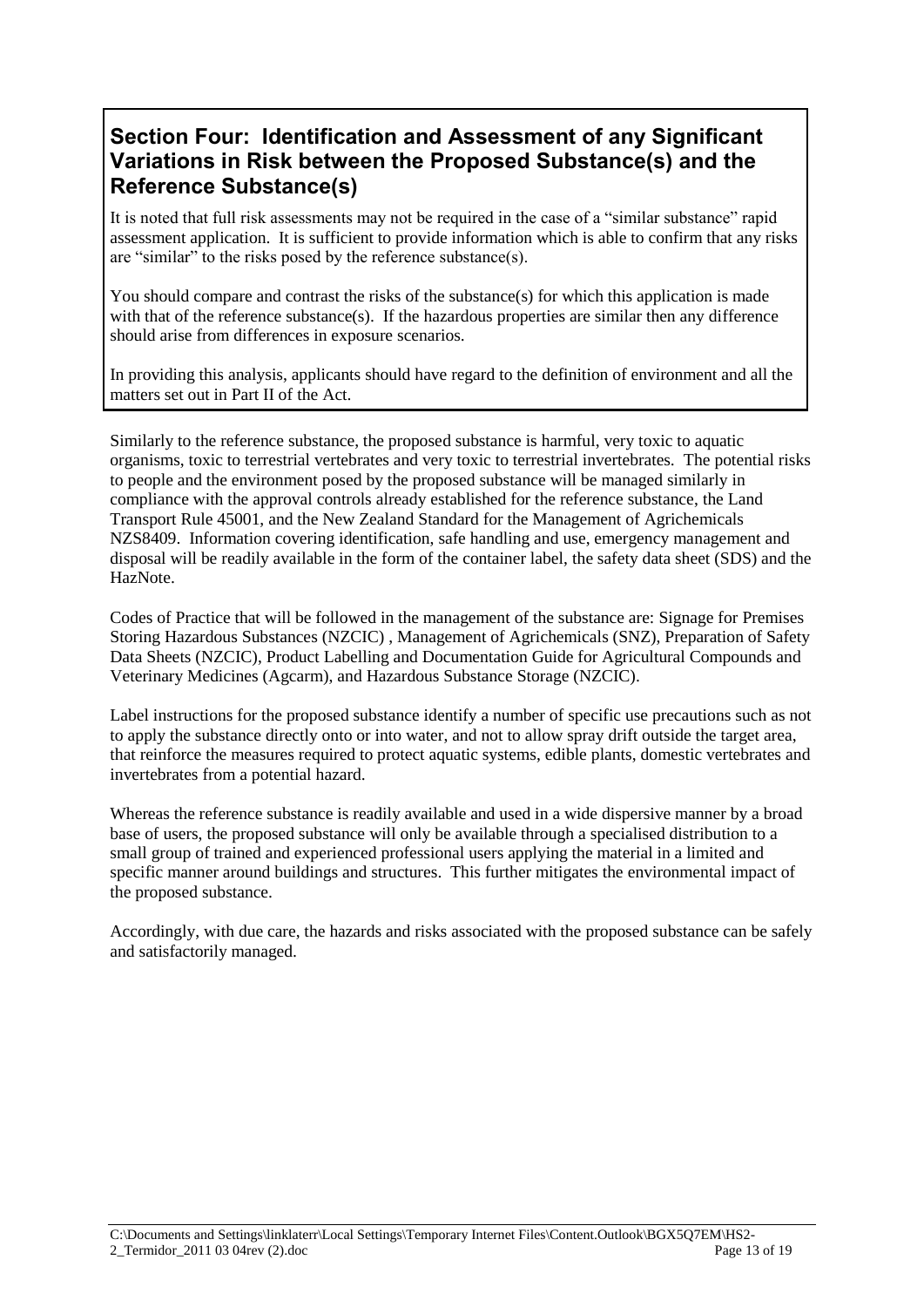## Section Four: Identification and Assessment of any Significant Variations in Risk between the Proposed Substance(s) and the Reference Substance(s)

It is noted that full risk assessments may not be required in the case of a "similar substance" rapid assessment application. It is sufficient to provide information which is able to confirm that any risks are "similar" to the risks posed by the reference substance(s).

You should compare and contrast the risks of the substance(s) for which this application is made with that of the reference substance(s). If the hazardous properties are similar then any difference should arise from differences in exposure scenarios.

In providing this analysis, applicants should have regard to the definition of environment and all the matters set out in Part II of the Act.

Similarly to the reference substance, the proposed substance is harmful, very toxic to aquatic organisms, toxic to terrestrial vertebrates and very toxic to terrestrial invertebrates. The potential risks to people and the environment posed by the proposed substance will be managed similarly in compliance with the approval controls already established for the reference substance, the Land Transport Rule 45001, and the New Zealand Standard for the Management of Agrichemicals NZS8409. Information covering identification, safe handling and use, emergency management and disposal will be readily available in the form of the container label, the safety data sheet (SDS) and the HazNote.

Codes of Practice that will be followed in the management of the substance are: Signage for Premises Storing Hazardous Substances (NZCIC) , Management of Agrichemicals (SNZ), Preparation of Safety Data Sheets (NZCIC), Product Labelling and Documentation Guide for Agricultural Compounds and Veterinary Medicines (Agcarm), and Hazardous Substance Storage (NZCIC).

Label instructions for the proposed substance identify a number of specific use precautions such as not to apply the substance directly onto or into water, and not to allow spray drift outside the target area, that reinforce the measures required to protect aquatic systems, edible plants, domestic vertebrates and invertebrates from a potential hazard.

Whereas the reference substance is readily available and used in a wide dispersive manner by a broad base of users, the proposed substance will only be available through a specialised distribution to a small group of trained and experienced professional users applying the material in a limited and specific manner around buildings and structures. This further mitigates the environmental impact of the proposed substance.

Accordingly, with due care, the hazards and risks associated with the proposed substance can be safely and satisfactorily managed.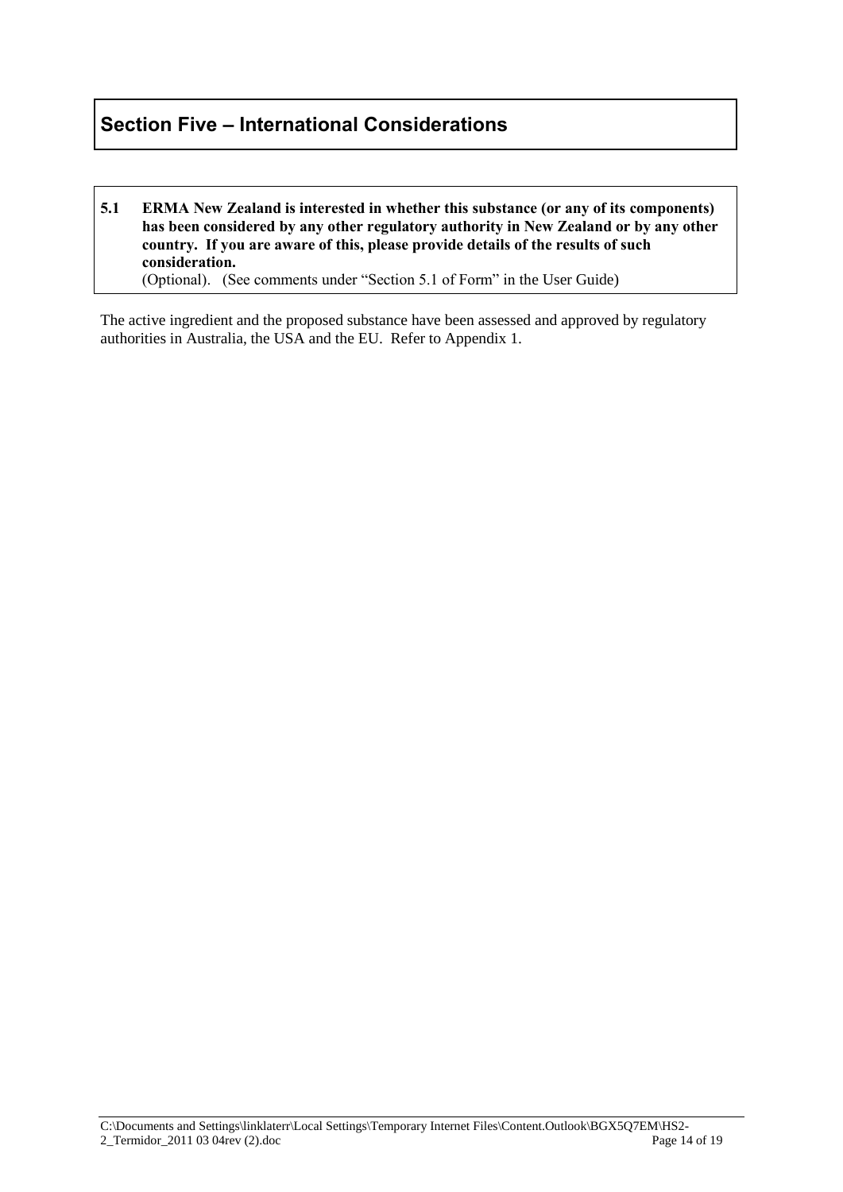## Section Five – International Considerations

**5.1 ERMA New Zealand is interested in whether this substance (or any of its components) has been considered by any other regulatory authority in New Zealand or by any other country. If you are aware of this, please provide details of the results of such consideration.**
(Optional). (See comments under "Section 5.1 of Form" in the User Guide)

The active ingredient and the proposed substance have been assessed and approved by regulatory authorities in Australia, the USA and the EU. Refer to Appendix 1.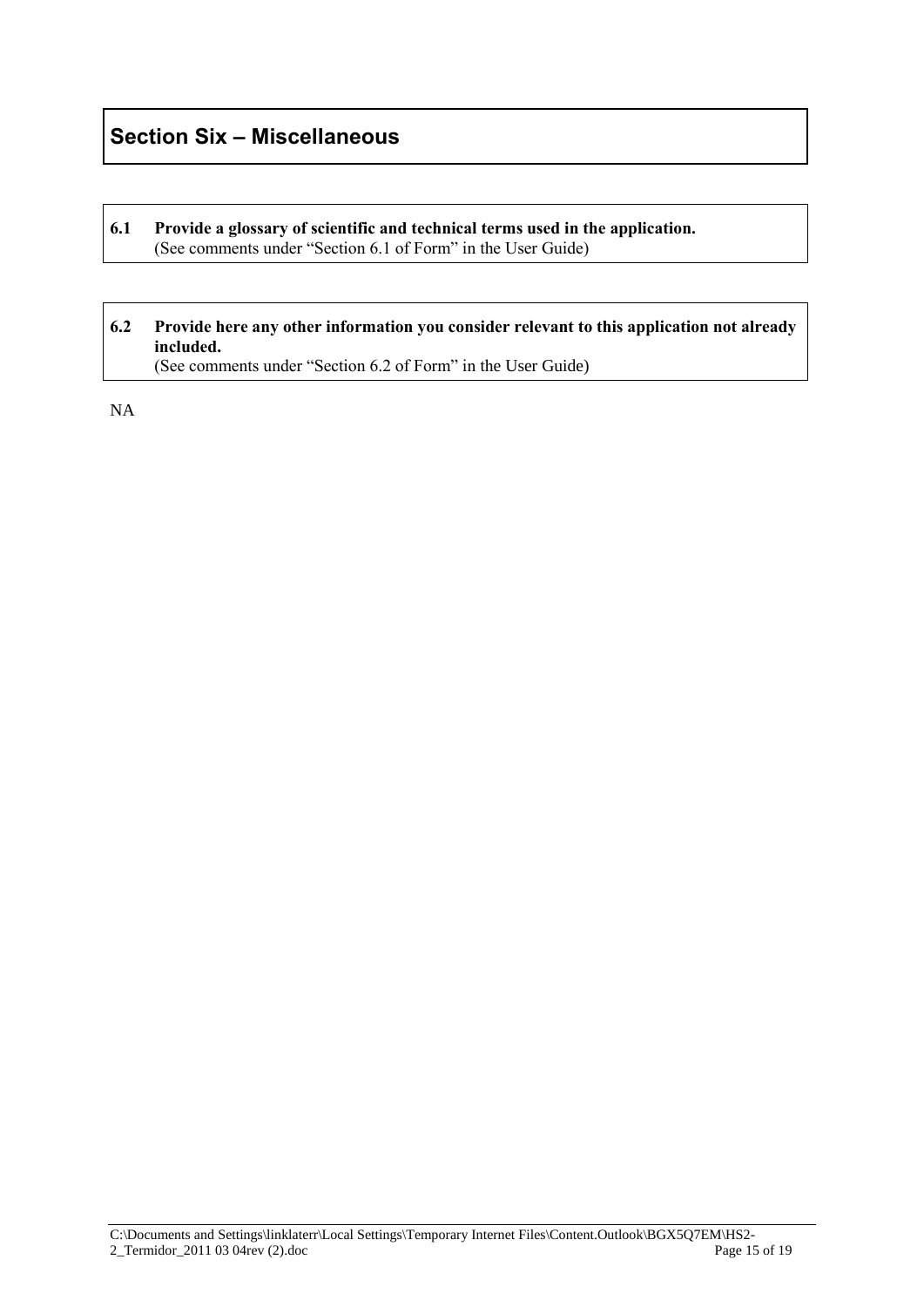## Section Six – Miscellaneous

**6.1 Provide a glossary of scientific and technical terms used in the application.**
(See comments under "Section 6.1 of Form" in the User Guide)

**6.2 Provide here any other information you consider relevant to this application not already included.**
(See comments under "Section 6.2 of Form" in the User Guide)

NA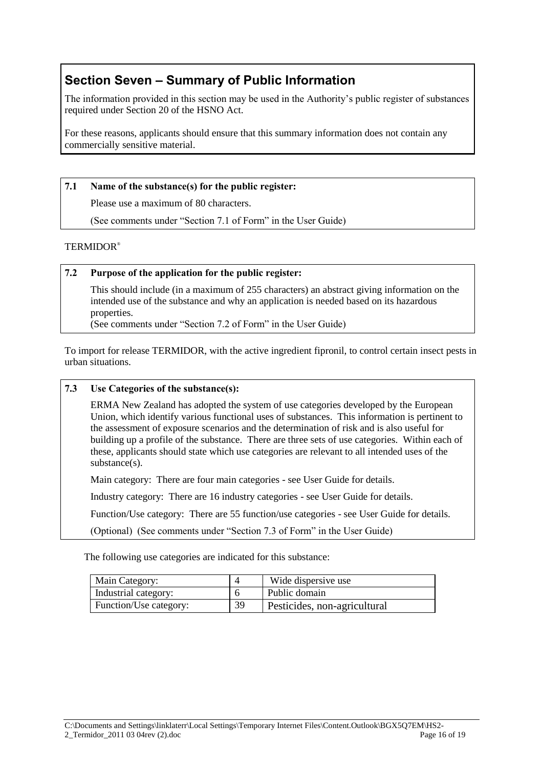## Section Seven – Summary of Public Information

The information provided in this section may be used in the Authority's public register of substances required under Section 20 of the HSNO Act.

For these reasons, applicants should ensure that this summary information does not contain any commercially sensitive material.

**7.1 Name of the substance(s) for the public register:**

Please use a maximum of 80 characters.

(See comments under "Section 7.1 of Form" in the User Guide)

TERMIDOR®

**7.2 Purpose of the application for the public register:**

This should include (in a maximum of 255 characters) an abstract giving information on the intended use of the substance and why an application is needed based on its hazardous properties.

(See comments under "Section 7.2 of Form" in the User Guide)

To import for release TERMIDOR, with the active ingredient fipronil, to control certain insect pests in urban situations.

**7.3 Use Categories of the substance(s):**

ERMA New Zealand has adopted the system of use categories developed by the European Union, which identify various functional uses of substances. This information is pertinent to the assessment of exposure scenarios and the determination of risk and is also useful for building up a profile of the substance. There are three sets of use categories. Within each of these, applicants should state which use categories are relevant to all intended uses of the substance(s).

Main category: There are four main categories - see User Guide for details.

Industry category: There are 16 industry categories - see User Guide for details.

Function/Use category: There are 55 function/use categories - see User Guide for details.

(Optional) (See comments under "Section 7.3 of Form" in the User Guide)

The following use categories are indicated for this substance:

| Main Category: | 4 | Wide dispersive use |
|---|---|---|
| Industrial category: | 6 | Public domain |
| Function/Use category: | 39 | Pesticides, non-agricultural |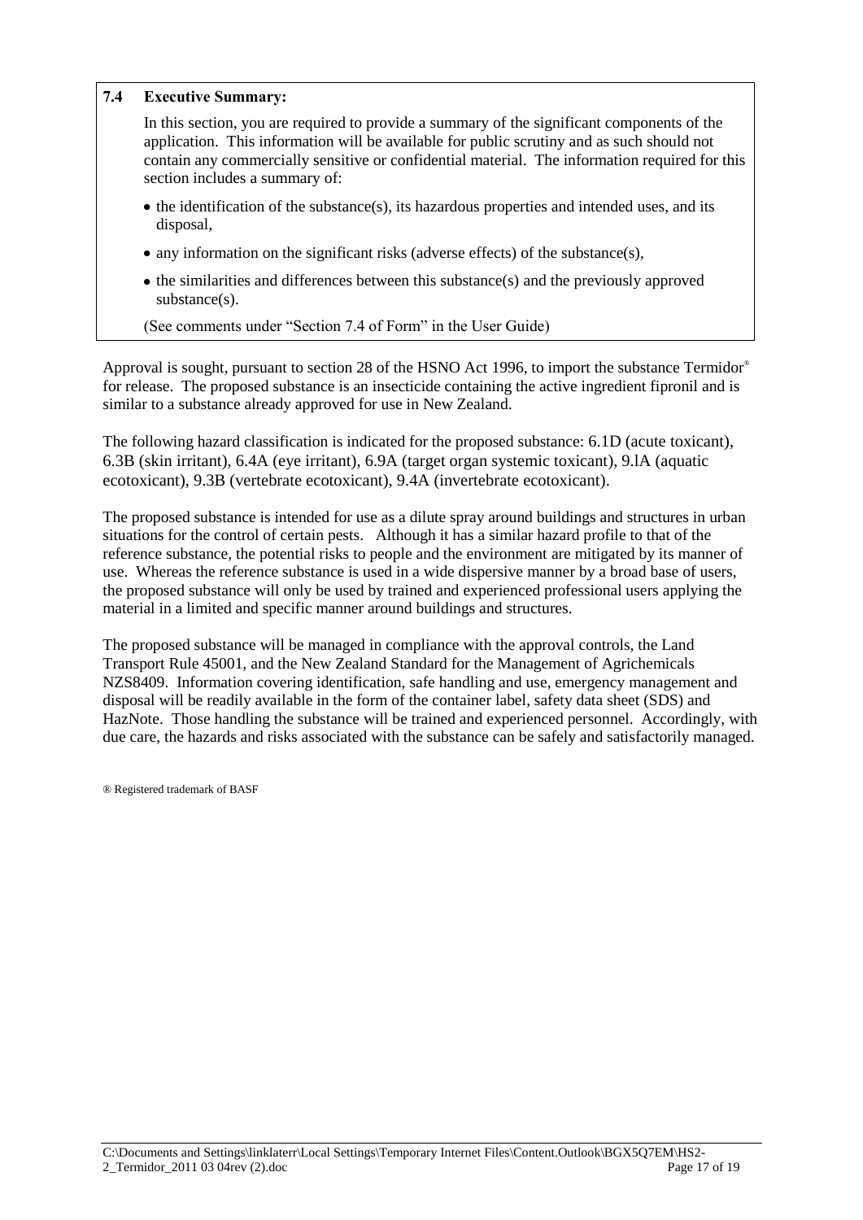### 7.4 Executive Summary:

In this section, you are required to provide a summary of the significant components of the application. This information will be available for public scrutiny and as such should not contain any commercially sensitive or confidential material. The information required for this section includes a summary of:

- the identification of the substance(s), its hazardous properties and intended uses, and its disposal,
- any information on the significant risks (adverse effects) of the substance(s),
- the similarities and differences between this substance(s) and the previously approved substance(s).

(See comments under "Section 7.4 of Form" in the User Guide)

Approval is sought, pursuant to section 28 of the HSNO Act 1996, to import the substance Termidor® for release. The proposed substance is an insecticide containing the active ingredient fipronil and is similar to a substance already approved for use in New Zealand.

The following hazard classification is indicated for the proposed substance: 6.1D (acute toxicant), 6.3B (skin irritant), 6.4A (eye irritant), 6.9A (target organ systemic toxicant), 9.lA (aquatic ecotoxicant), 9.3B (vertebrate ecotoxicant), 9.4A (invertebrate ecotoxicant).

The proposed substance is intended for use as a dilute spray around buildings and structures in urban situations for the control of certain pests. Although it has a similar hazard profile to that of the reference substance, the potential risks to people and the environment are mitigated by its manner of use. Whereas the reference substance is used in a wide dispersive manner by a broad base of users, the proposed substance will only be used by trained and experienced professional users applying the material in a limited and specific manner around buildings and structures.

The proposed substance will be managed in compliance with the approval controls, the Land Transport Rule 45001, and the New Zealand Standard for the Management of Agrichemicals NZS8409. Information covering identification, safe handling and use, emergency management and disposal will be readily available in the form of the container label, safety data sheet (SDS) and HazNote. Those handling the substance will be trained and experienced personnel. Accordingly, with due care, the hazards and risks associated with the substance can be safely and satisfactorily managed.

® Registered trademark of BASF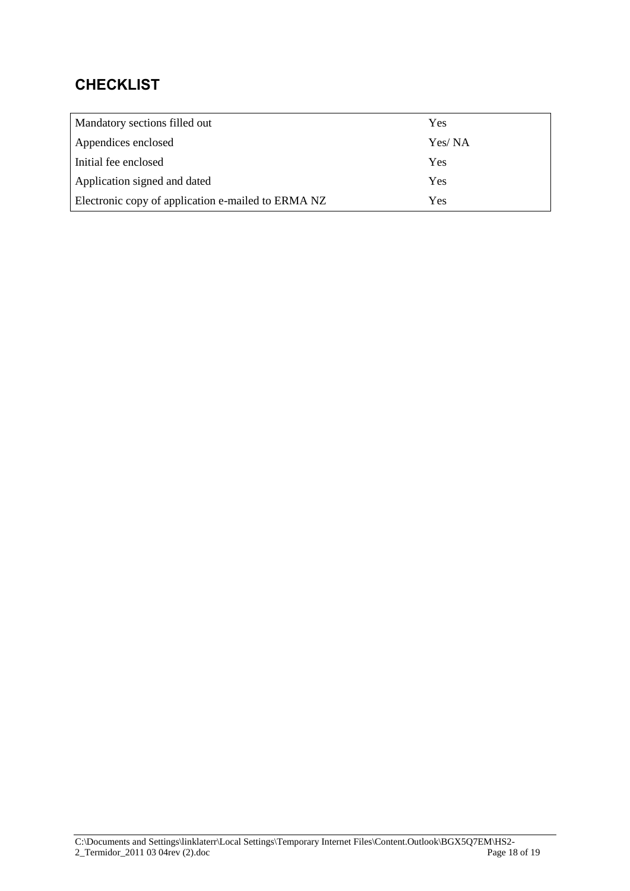## CHECKLIST

| | |
|---|---|
| Mandatory sections filled out | Yes |
| Appendices enclosed | Yes/ NA |
| Initial fee enclosed | Yes |
| Application signed and dated | Yes |
| Electronic copy of application e-mailed to ERMA NZ | Yes |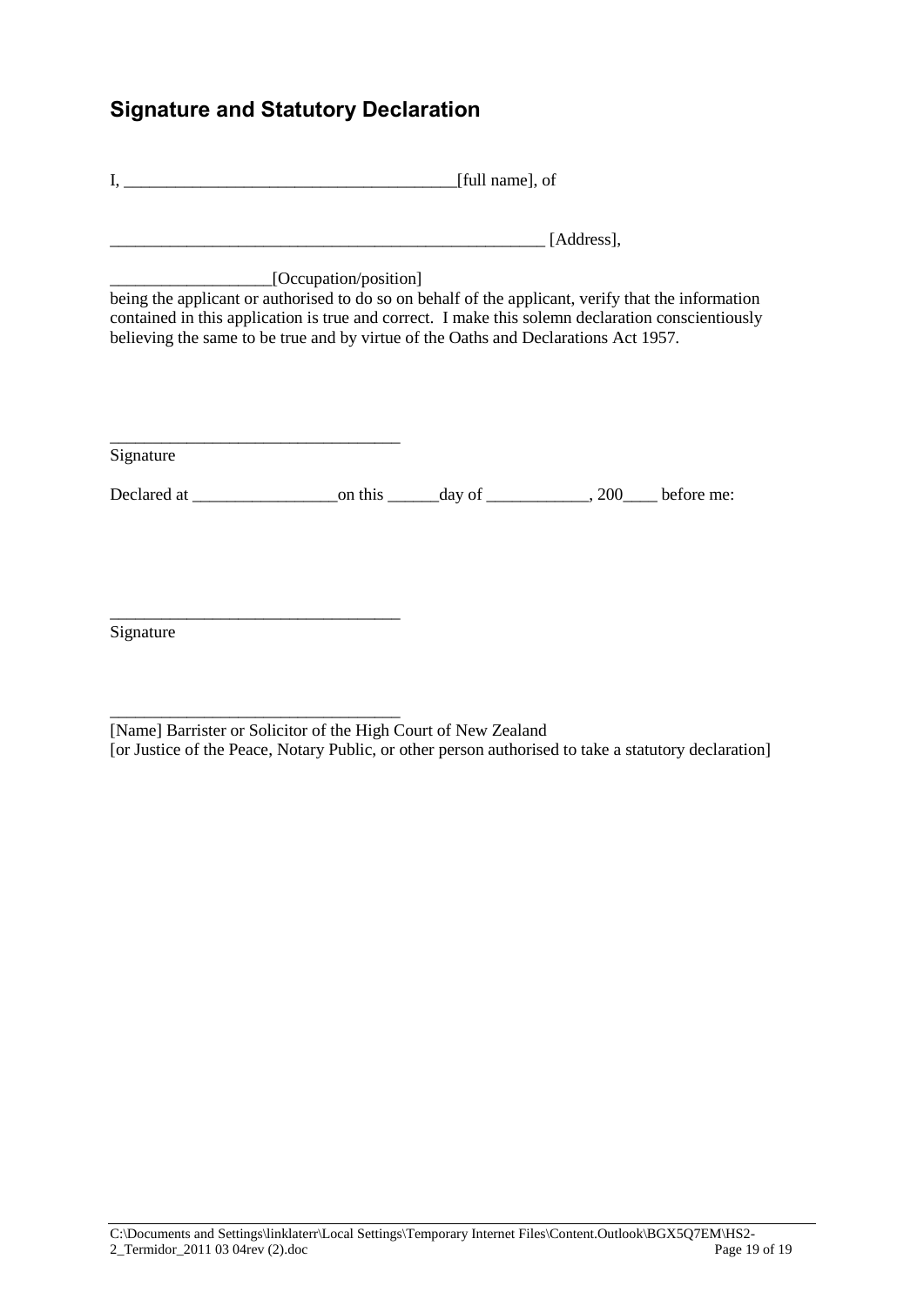## Signature and Statutory Declaration

I, ______________________________________[full name], of

__________________________________________________ [Address],

__________________[Occupation/position]

being the applicant or authorised to do so on behalf of the applicant, verify that the information contained in this application is true and correct. I make this solemn declaration conscientiously believing the same to be true and by virtue of the Oaths and Declarations Act 1957.

_________________________________

Signature

Declared at _________________on this ______day of ____________, 200____ before me:

_________________________________

Signature

_________________________________

[Name] Barrister or Solicitor of the High Court of New Zealand

[or Justice of the Peace, Notary Public, or other person authorised to take a statutory declaration]